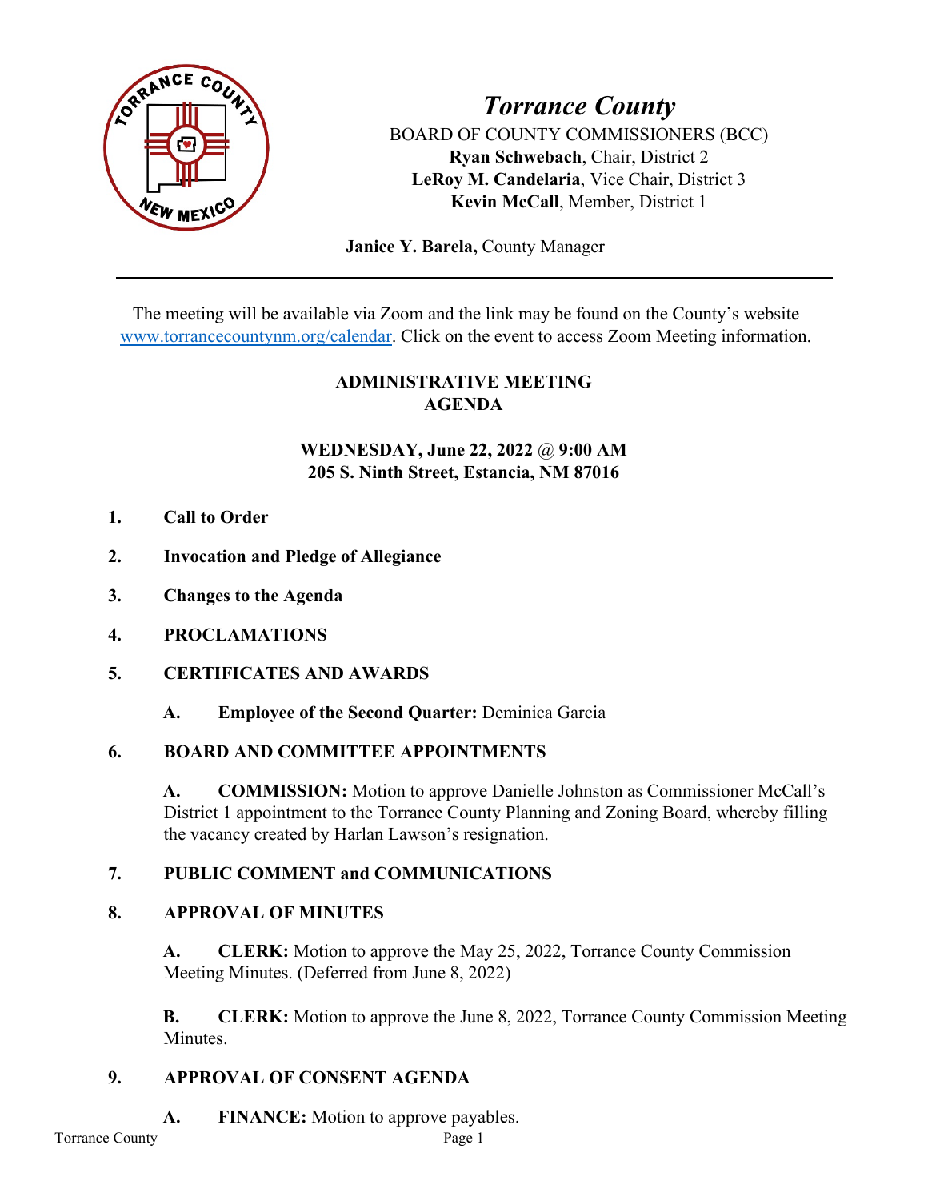# *Torrance County*

BOARD OF COUNTY COMMISSIONERS (BCC)
**Ryan Schwebach**, Chair, District 2
**LeRoy M. Candelaria**, Vice Chair, District 3
**Kevin McCall**, Member, District 1

**Janice Y. Barela,** County Manager

---

The meeting will be available via Zoom and the link may be found on the County's website www.torrancecountynm.org/calendar. Click on the event to access Zoom Meeting information.

## ADMINISTRATIVE MEETING AGENDA

**WEDNESDAY, June 22, 2022 @ 9:00 AM**
**205 S. Ninth Street, Estancia, NM 87016**

**1. Call to Order**

**2. Invocation and Pledge of Allegiance**

**3. Changes to the Agenda**

**4. PROCLAMATIONS**

**5. CERTIFICATES AND AWARDS**

**A. Employee of the Second Quarter:** Deminica Garcia

**6. BOARD AND COMMITTEE APPOINTMENTS**

**A. COMMISSION:** Motion to approve Danielle Johnston as Commissioner McCall's District 1 appointment to the Torrance County Planning and Zoning Board, whereby filling the vacancy created by Harlan Lawson's resignation.

**7. PUBLIC COMMENT and COMMUNICATIONS**

**8. APPROVAL OF MINUTES**

**A. CLERK:** Motion to approve the May 25, 2022, Torrance County Commission Meeting Minutes. (Deferred from June 8, 2022)

**B. CLERK:** Motion to approve the June 8, 2022, Torrance County Commission Meeting Minutes.

**9. APPROVAL OF CONSENT AGENDA**

**A. FINANCE:** Motion to approve payables.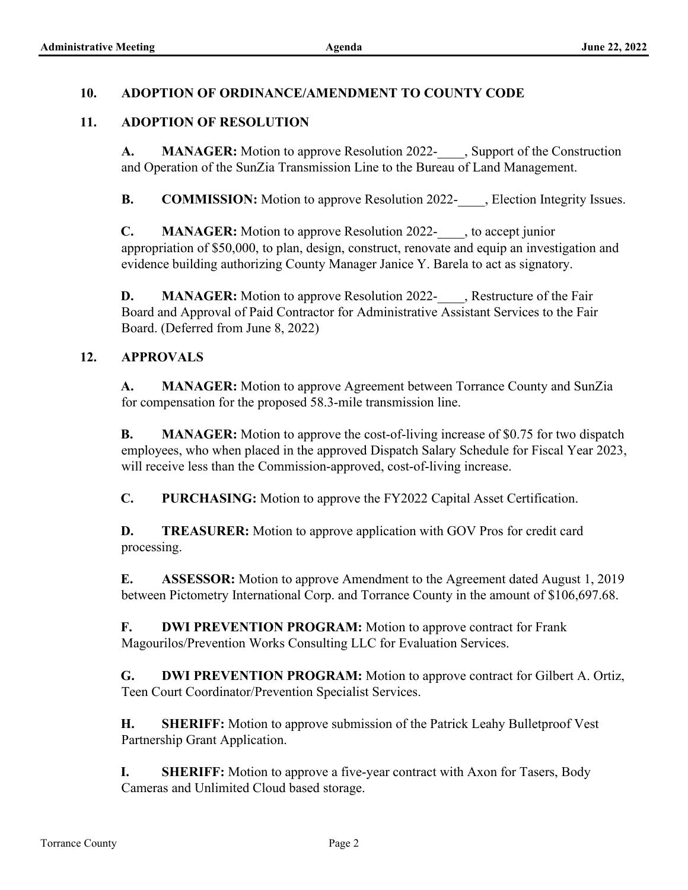## 10. ADOPTION OF ORDINANCE/AMENDMENT TO COUNTY CODE

## 11. ADOPTION OF RESOLUTION

**A. MANAGER:** Motion to approve Resolution 2022-____, Support of the Construction and Operation of the SunZia Transmission Line to the Bureau of Land Management.

**B. COMMISSION:** Motion to approve Resolution 2022-____, Election Integrity Issues.

**C. MANAGER:** Motion to approve Resolution 2022-____, to accept junior appropriation of $50,000, to plan, design, construct, renovate and equip an investigation and evidence building authorizing County Manager Janice Y. Barela to act as signatory.

**D. MANAGER:** Motion to approve Resolution 2022-____, Restructure of the Fair Board and Approval of Paid Contractor for Administrative Assistant Services to the Fair Board. (Deferred from June 8, 2022)

## 12. APPROVALS

**A. MANAGER:** Motion to approve Agreement between Torrance County and SunZia for compensation for the proposed 58.3-mile transmission line.

**B. MANAGER:** Motion to approve the cost-of-living increase of $0.75 for two dispatch employees, who when placed in the approved Dispatch Salary Schedule for Fiscal Year 2023, will receive less than the Commission-approved, cost-of-living increase.

**C. PURCHASING:** Motion to approve the FY2022 Capital Asset Certification.

**D. TREASURER:** Motion to approve application with GOV Pros for credit card processing.

**E. ASSESSOR:** Motion to approve Amendment to the Agreement dated August 1, 2019 between Pictometry International Corp. and Torrance County in the amount of $106,697.68.

**F. DWI PREVENTION PROGRAM:** Motion to approve contract for Frank Magourilos/Prevention Works Consulting LLC for Evaluation Services.

**G. DWI PREVENTION PROGRAM:** Motion to approve contract for Gilbert A. Ortiz, Teen Court Coordinator/Prevention Specialist Services.

**H. SHERIFF:** Motion to approve submission of the Patrick Leahy Bulletproof Vest Partnership Grant Application.

**I. SHERIFF:** Motion to approve a five-year contract with Axon for Tasers, Body Cameras and Unlimited Cloud based storage.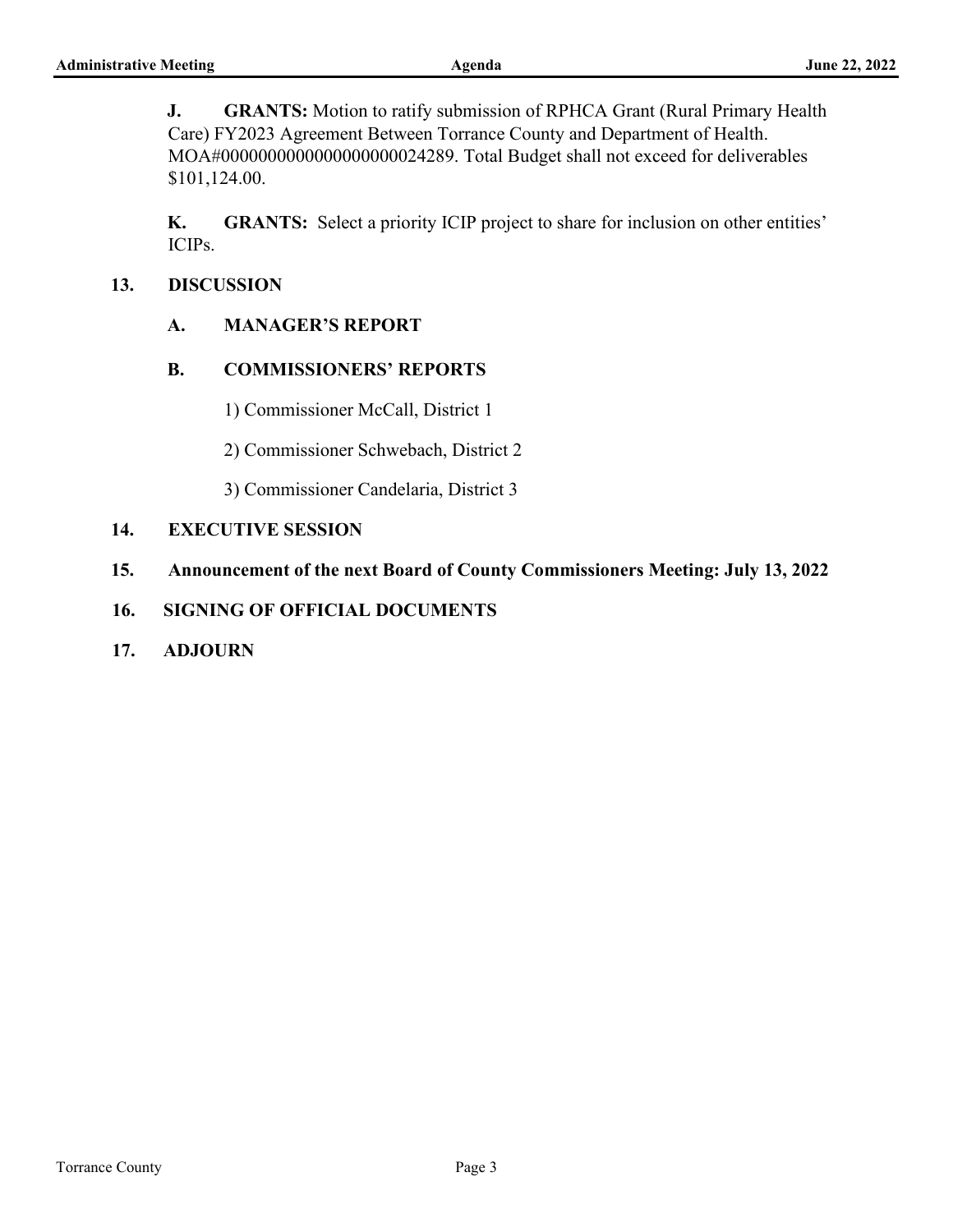**J. GRANTS:** Motion to ratify submission of RPHCA Grant (Rural Primary Health Care) FY2023 Agreement Between Torrance County and Department of Health. MOA#0000000000000000000024289. Total Budget shall not exceed for deliverables $101,124.00.

**K. GRANTS:** Select a priority ICIP project to share for inclusion on other entities' ICIPs.

**13. DISCUSSION**

**A. MANAGER'S REPORT**

**B. COMMISSIONERS' REPORTS**

1) Commissioner McCall, District 1

2) Commissioner Schwebach, District 2

3) Commissioner Candelaria, District 3

**14. EXECUTIVE SESSION**

**15. Announcement of the next Board of County Commissioners Meeting: July 13, 2022**

**16. SIGNING OF OFFICIAL DOCUMENTS**

**17. ADJOURN**